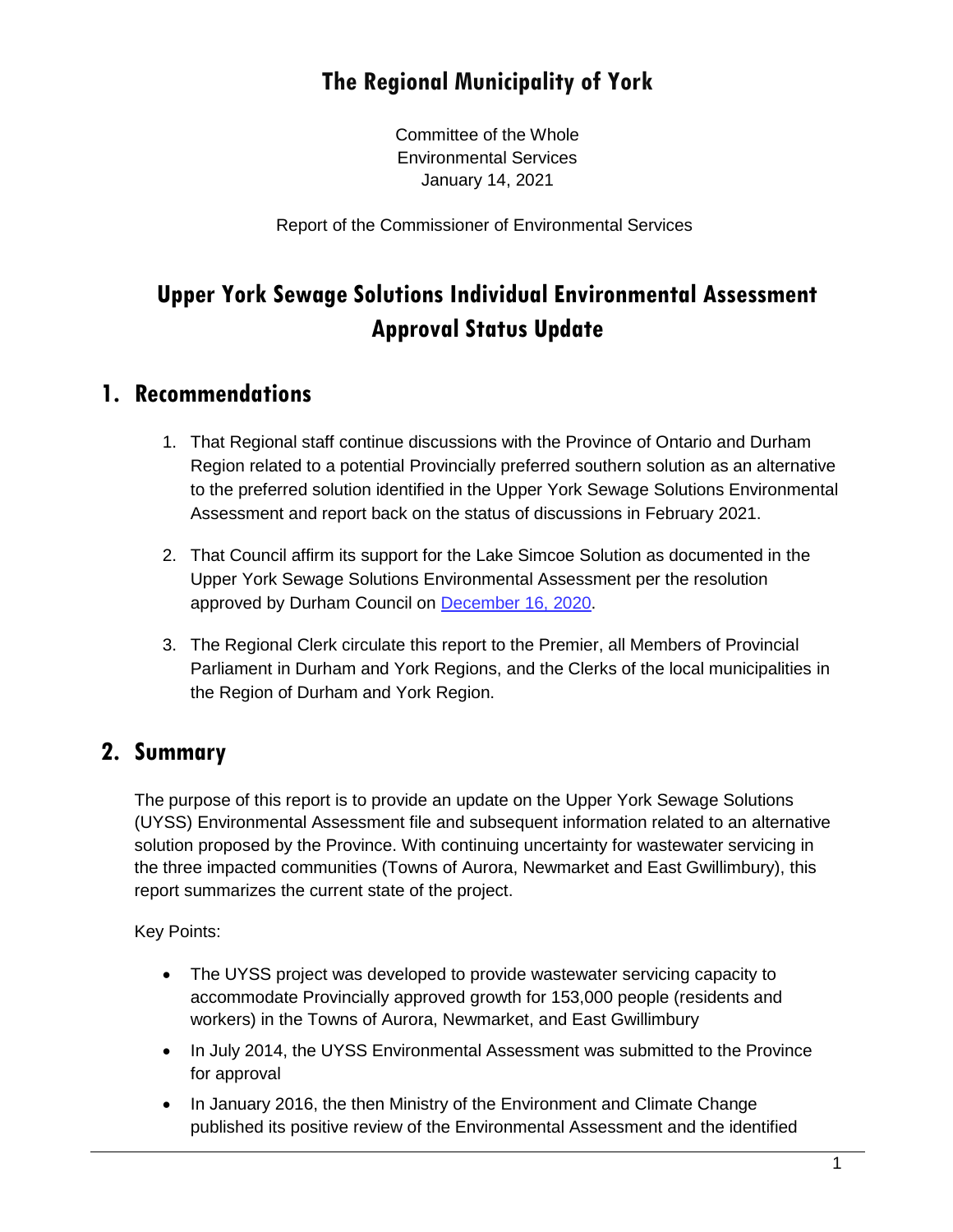# The Regional Municipality of York

Committee of the Whole
Environmental Services
January 14, 2021

Report of the Commissioner of Environmental Services

# Upper York Sewage Solutions Individual Environmental Assessment Approval Status Update

## 1. Recommendations

1. That Regional staff continue discussions with the Province of Ontario and Durham Region related to a potential Provincially preferred southern solution as an alternative to the preferred solution identified in the Upper York Sewage Solutions Environmental Assessment and report back on the status of discussions in February 2021.
2. That Council affirm its support for the Lake Simcoe Solution as documented in the Upper York Sewage Solutions Environmental Assessment per the resolution approved by Durham Council on December 16, 2020.
3. The Regional Clerk circulate this report to the Premier, all Members of Provincial Parliament in Durham and York Regions, and the Clerks of the local municipalities in the Region of Durham and York Region.

## 2. Summary

The purpose of this report is to provide an update on the Upper York Sewage Solutions (UYSS) Environmental Assessment file and subsequent information related to an alternative solution proposed by the Province. With continuing uncertainty for wastewater servicing in the three impacted communities (Towns of Aurora, Newmarket and East Gwillimbury), this report summarizes the current state of the project.

Key Points:

- The UYSS project was developed to provide wastewater servicing capacity to accommodate Provincially approved growth for 153,000 people (residents and workers) in the Towns of Aurora, Newmarket, and East Gwillimbury
- In July 2014, the UYSS Environmental Assessment was submitted to the Province for approval
- In January 2016, the then Ministry of the Environment and Climate Change published its positive review of the Environmental Assessment and the identified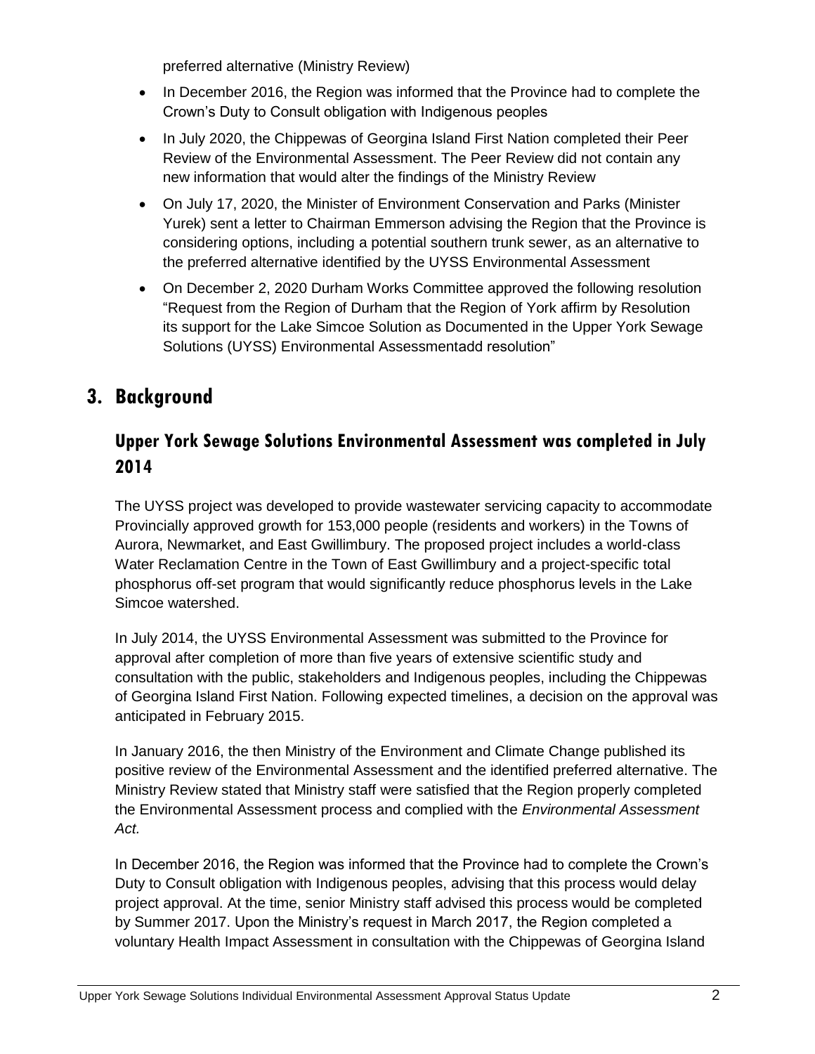preferred alternative (Ministry Review)

- In December 2016, the Region was informed that the Province had to complete the Crown's Duty to Consult obligation with Indigenous peoples
- In July 2020, the Chippewas of Georgina Island First Nation completed their Peer Review of the Environmental Assessment. The Peer Review did not contain any new information that would alter the findings of the Ministry Review
- On July 17, 2020, the Minister of Environment Conservation and Parks (Minister Yurek) sent a letter to Chairman Emmerson advising the Region that the Province is considering options, including a potential southern trunk sewer, as an alternative to the preferred alternative identified by the UYSS Environmental Assessment
- On December 2, 2020 Durham Works Committee approved the following resolution "Request from the Region of Durham that the Region of York affirm by Resolution its support for the Lake Simcoe Solution as Documented in the Upper York Sewage Solutions (UYSS) Environmental Assessmentadd resolution"

## 3. Background

### Upper York Sewage Solutions Environmental Assessment was completed in July 2014

The UYSS project was developed to provide wastewater servicing capacity to accommodate Provincially approved growth for 153,000 people (residents and workers) in the Towns of Aurora, Newmarket, and East Gwillimbury. The proposed project includes a world-class Water Reclamation Centre in the Town of East Gwillimbury and a project-specific total phosphorus off-set program that would significantly reduce phosphorus levels in the Lake Simcoe watershed.

In July 2014, the UYSS Environmental Assessment was submitted to the Province for approval after completion of more than five years of extensive scientific study and consultation with the public, stakeholders and Indigenous peoples, including the Chippewas of Georgina Island First Nation. Following expected timelines, a decision on the approval was anticipated in February 2015.

In January 2016, the then Ministry of the Environment and Climate Change published its positive review of the Environmental Assessment and the identified preferred alternative. The Ministry Review stated that Ministry staff were satisfied that the Region properly completed the Environmental Assessment process and complied with the *Environmental Assessment Act.*

In December 2016, the Region was informed that the Province had to complete the Crown's Duty to Consult obligation with Indigenous peoples, advising that this process would delay project approval. At the time, senior Ministry staff advised this process would be completed by Summer 2017. Upon the Ministry's request in March 2017, the Region completed a voluntary Health Impact Assessment in consultation with the Chippewas of Georgina Island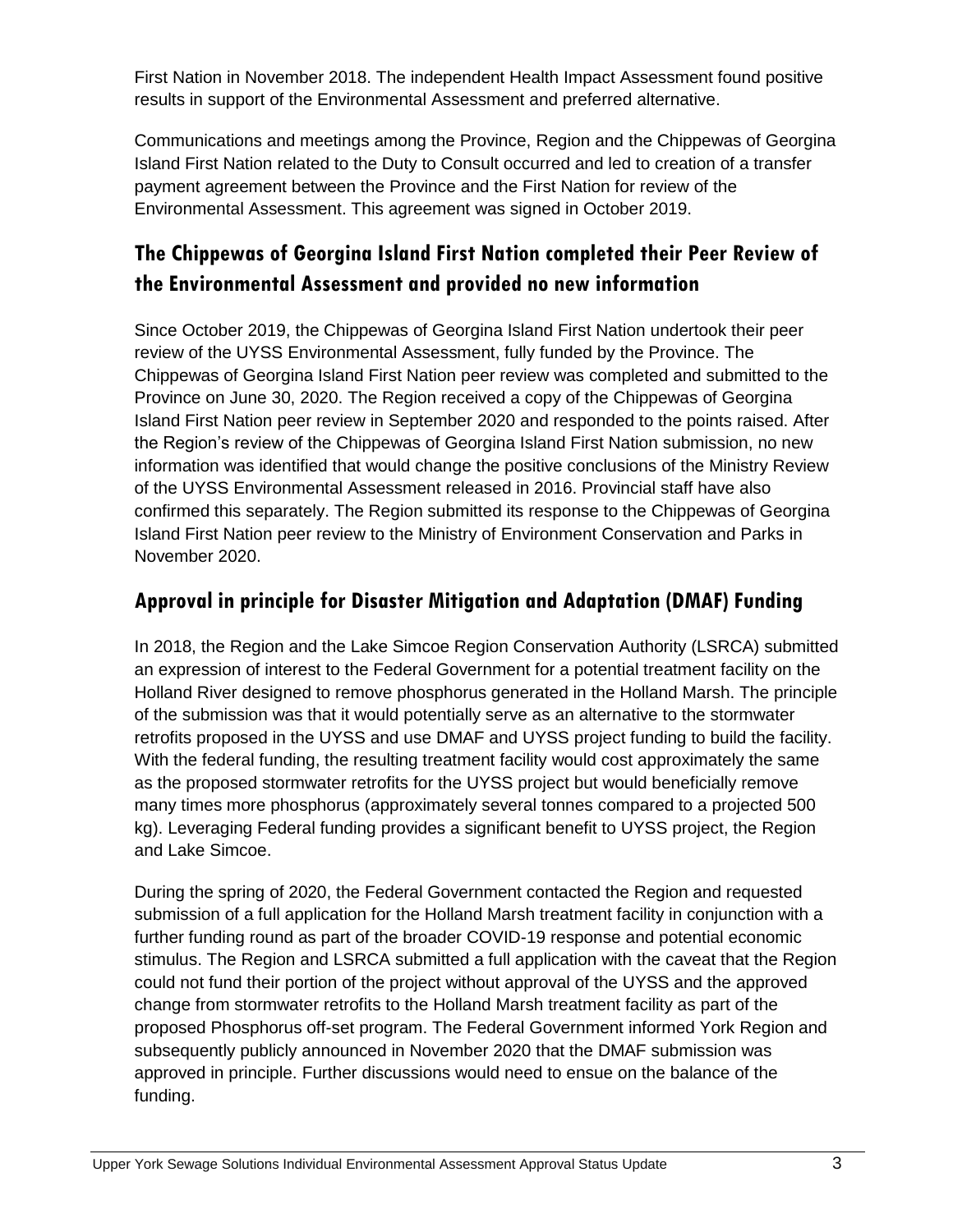First Nation in November 2018. The independent Health Impact Assessment found positive results in support of the Environmental Assessment and preferred alternative.

Communications and meetings among the Province, Region and the Chippewas of Georgina Island First Nation related to the Duty to Consult occurred and led to creation of a transfer payment agreement between the Province and the First Nation for review of the Environmental Assessment. This agreement was signed in October 2019.

## The Chippewas of Georgina Island First Nation completed their Peer Review of the Environmental Assessment and provided no new information

Since October 2019, the Chippewas of Georgina Island First Nation undertook their peer review of the UYSS Environmental Assessment, fully funded by the Province. The Chippewas of Georgina Island First Nation peer review was completed and submitted to the Province on June 30, 2020. The Region received a copy of the Chippewas of Georgina Island First Nation peer review in September 2020 and responded to the points raised. After the Region's review of the Chippewas of Georgina Island First Nation submission, no new information was identified that would change the positive conclusions of the Ministry Review of the UYSS Environmental Assessment released in 2016. Provincial staff have also confirmed this separately. The Region submitted its response to the Chippewas of Georgina Island First Nation peer review to the Ministry of Environment Conservation and Parks in November 2020.

## Approval in principle for Disaster Mitigation and Adaptation (DMAF) Funding

In 2018, the Region and the Lake Simcoe Region Conservation Authority (LSRCA) submitted an expression of interest to the Federal Government for a potential treatment facility on the Holland River designed to remove phosphorus generated in the Holland Marsh. The principle of the submission was that it would potentially serve as an alternative to the stormwater retrofits proposed in the UYSS and use DMAF and UYSS project funding to build the facility. With the federal funding, the resulting treatment facility would cost approximately the same as the proposed stormwater retrofits for the UYSS project but would beneficially remove many times more phosphorus (approximately several tonnes compared to a projected 500 kg). Leveraging Federal funding provides a significant benefit to UYSS project, the Region and Lake Simcoe.

During the spring of 2020, the Federal Government contacted the Region and requested submission of a full application for the Holland Marsh treatment facility in conjunction with a further funding round as part of the broader COVID-19 response and potential economic stimulus. The Region and LSRCA submitted a full application with the caveat that the Region could not fund their portion of the project without approval of the UYSS and the approved change from stormwater retrofits to the Holland Marsh treatment facility as part of the proposed Phosphorus off-set program. The Federal Government informed York Region and subsequently publicly announced in November 2020 that the DMAF submission was approved in principle. Further discussions would need to ensue on the balance of the funding.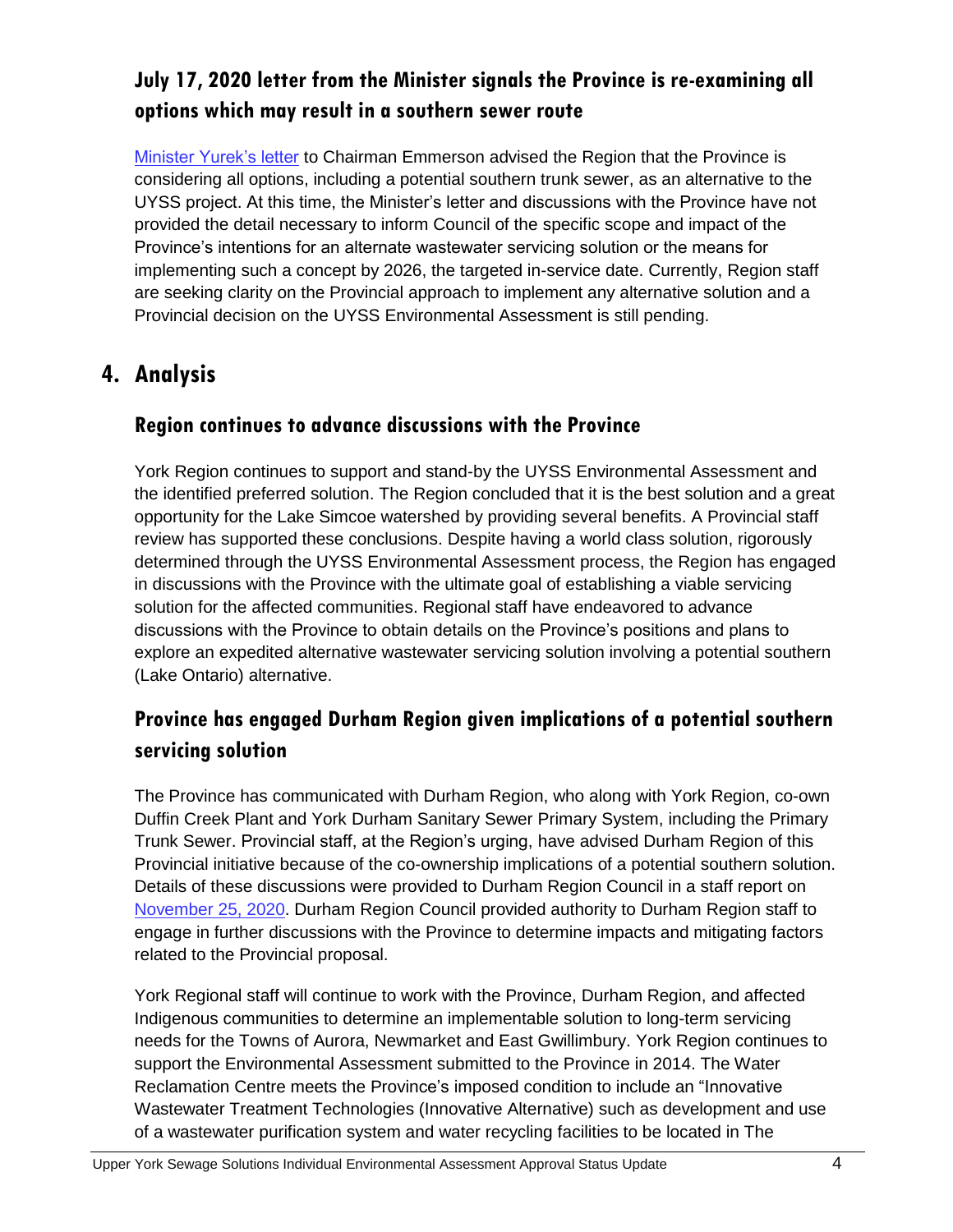### July 17, 2020 letter from the Minister signals the Province is re-examining all options which may result in a southern sewer route

Minister Yurek's letter to Chairman Emmerson advised the Region that the Province is considering all options, including a potential southern trunk sewer, as an alternative to the UYSS project. At this time, the Minister's letter and discussions with the Province have not provided the detail necessary to inform Council of the specific scope and impact of the Province's intentions for an alternate wastewater servicing solution or the means for implementing such a concept by 2026, the targeted in-service date. Currently, Region staff are seeking clarity on the Provincial approach to implement any alternative solution and a Provincial decision on the UYSS Environmental Assessment is still pending.

## 4. Analysis

### Region continues to advance discussions with the Province

York Region continues to support and stand-by the UYSS Environmental Assessment and the identified preferred solution. The Region concluded that it is the best solution and a great opportunity for the Lake Simcoe watershed by providing several benefits. A Provincial staff review has supported these conclusions. Despite having a world class solution, rigorously determined through the UYSS Environmental Assessment process, the Region has engaged in discussions with the Province with the ultimate goal of establishing a viable servicing solution for the affected communities. Regional staff have endeavored to advance discussions with the Province to obtain details on the Province's positions and plans to explore an expedited alternative wastewater servicing solution involving a potential southern (Lake Ontario) alternative.

### Province has engaged Durham Region given implications of a potential southern servicing solution

The Province has communicated with Durham Region, who along with York Region, co-own Duffin Creek Plant and York Durham Sanitary Sewer Primary System, including the Primary Trunk Sewer. Provincial staff, at the Region's urging, have advised Durham Region of this Provincial initiative because of the co-ownership implications of a potential southern solution. Details of these discussions were provided to Durham Region Council in a staff report on November 25, 2020. Durham Region Council provided authority to Durham Region staff to engage in further discussions with the Province to determine impacts and mitigating factors related to the Provincial proposal.

York Regional staff will continue to work with the Province, Durham Region, and affected Indigenous communities to determine an implementable solution to long-term servicing needs for the Towns of Aurora, Newmarket and East Gwillimbury. York Region continues to support the Environmental Assessment submitted to the Province in 2014. The Water Reclamation Centre meets the Province's imposed condition to include an "Innovative Wastewater Treatment Technologies (Innovative Alternative) such as development and use of a wastewater purification system and water recycling facilities to be located in The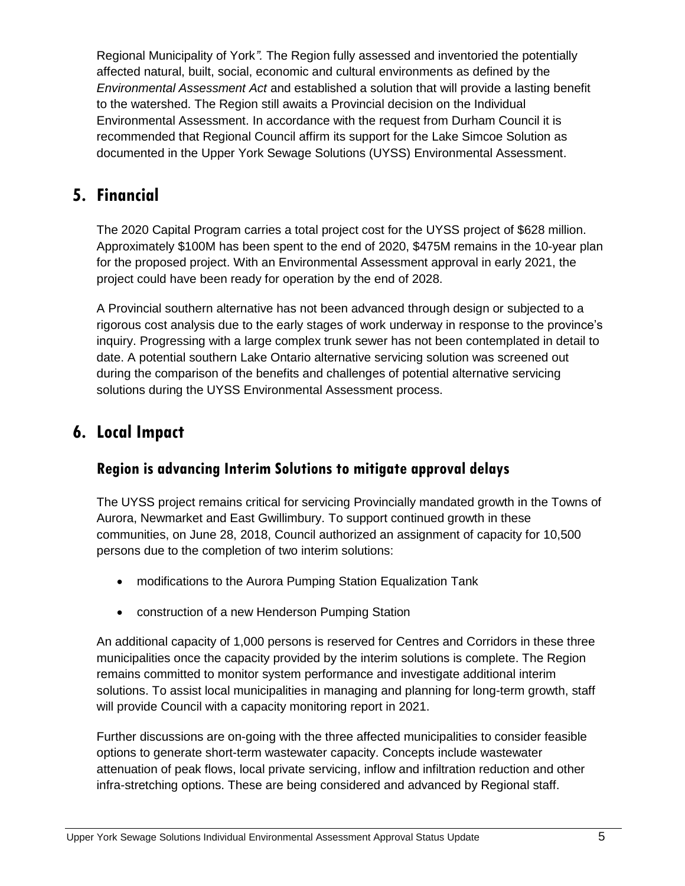Regional Municipality of York*".* The Region fully assessed and inventoried the potentially affected natural, built, social, economic and cultural environments as defined by the *Environmental Assessment Act* and established a solution that will provide a lasting benefit to the watershed. The Region still awaits a Provincial decision on the Individual Environmental Assessment. In accordance with the request from Durham Council it is recommended that Regional Council affirm its support for the Lake Simcoe Solution as documented in the Upper York Sewage Solutions (UYSS) Environmental Assessment.

## 5. Financial

The 2020 Capital Program carries a total project cost for the UYSS project of $628 million. Approximately $100M has been spent to the end of 2020, $475M remains in the 10-year plan for the proposed project. With an Environmental Assessment approval in early 2021, the project could have been ready for operation by the end of 2028.

A Provincial southern alternative has not been advanced through design or subjected to a rigorous cost analysis due to the early stages of work underway in response to the province's inquiry. Progressing with a large complex trunk sewer has not been contemplated in detail to date. A potential southern Lake Ontario alternative servicing solution was screened out during the comparison of the benefits and challenges of potential alternative servicing solutions during the UYSS Environmental Assessment process.

## 6. Local Impact

### Region is advancing Interim Solutions to mitigate approval delays

The UYSS project remains critical for servicing Provincially mandated growth in the Towns of Aurora, Newmarket and East Gwillimbury. To support continued growth in these communities, on June 28, 2018, Council authorized an assignment of capacity for 10,500 persons due to the completion of two interim solutions:

- modifications to the Aurora Pumping Station Equalization Tank
- construction of a new Henderson Pumping Station

An additional capacity of 1,000 persons is reserved for Centres and Corridors in these three municipalities once the capacity provided by the interim solutions is complete. The Region remains committed to monitor system performance and investigate additional interim solutions. To assist local municipalities in managing and planning for long-term growth, staff will provide Council with a capacity monitoring report in 2021.

Further discussions are on-going with the three affected municipalities to consider feasible options to generate short-term wastewater capacity. Concepts include wastewater attenuation of peak flows, local private servicing, inflow and infiltration reduction and other infra-stretching options. These are being considered and advanced by Regional staff.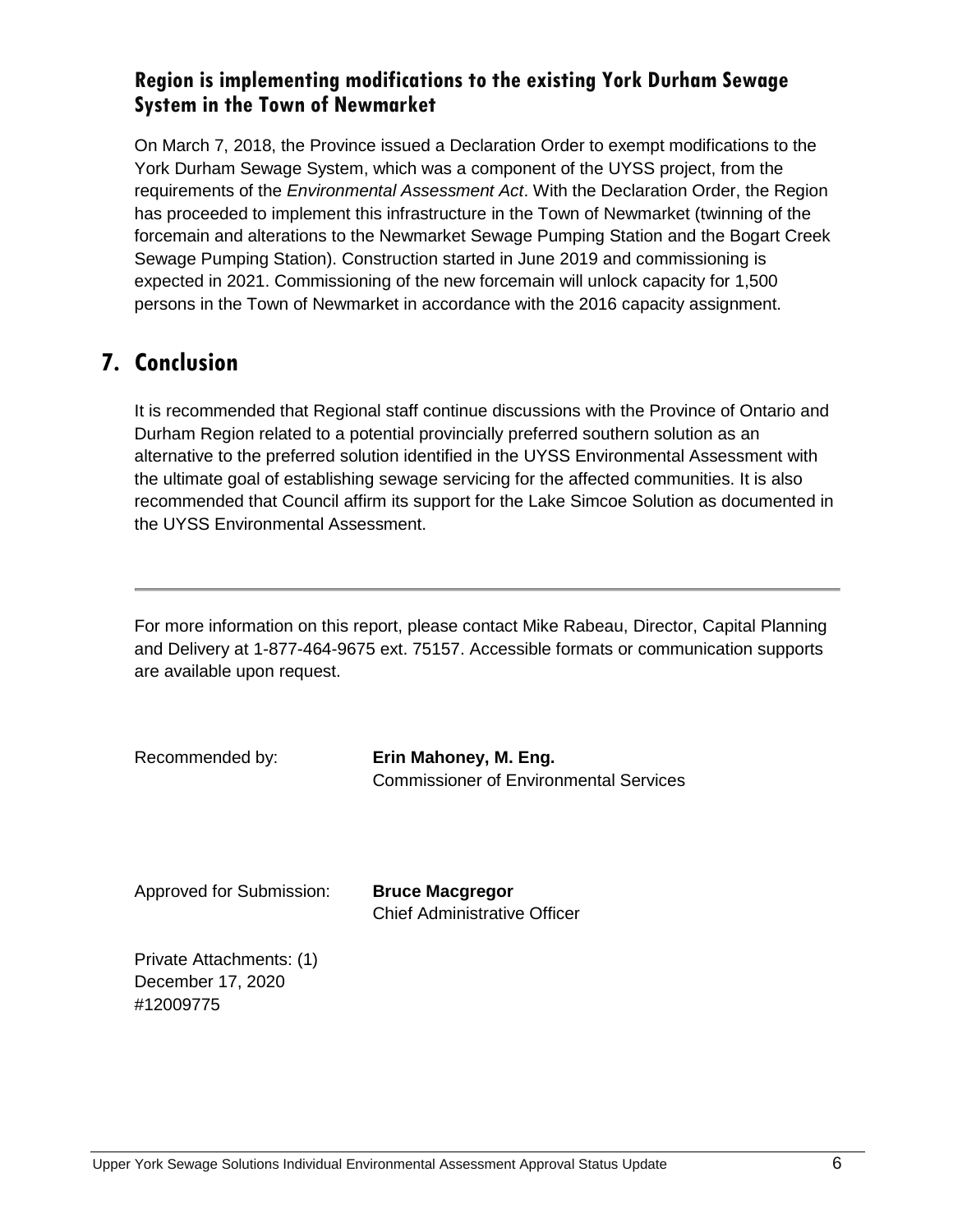### Region is implementing modifications to the existing York Durham Sewage System in the Town of Newmarket

On March 7, 2018, the Province issued a Declaration Order to exempt modifications to the York Durham Sewage System, which was a component of the UYSS project, from the requirements of the *Environmental Assessment Act*. With the Declaration Order, the Region has proceeded to implement this infrastructure in the Town of Newmarket (twinning of the forcemain and alterations to the Newmarket Sewage Pumping Station and the Bogart Creek Sewage Pumping Station). Construction started in June 2019 and commissioning is expected in 2021. Commissioning of the new forcemain will unlock capacity for 1,500 persons in the Town of Newmarket in accordance with the 2016 capacity assignment.

## 7. Conclusion

It is recommended that Regional staff continue discussions with the Province of Ontario and Durham Region related to a potential provincially preferred southern solution as an alternative to the preferred solution identified in the UYSS Environmental Assessment with the ultimate goal of establishing sewage servicing for the affected communities. It is also recommended that Council affirm its support for the Lake Simcoe Solution as documented in the UYSS Environmental Assessment.

---

For more information on this report, please contact Mike Rabeau, Director, Capital Planning and Delivery at 1-877-464-9675 ext. 75157. Accessible formats or communication supports are available upon request.

Recommended by: **Erin Mahoney, M. Eng.**
Commissioner of Environmental Services

Approved for Submission: **Bruce Macgregor**
Chief Administrative Officer

Private Attachments: (1)
December 17, 2020
#12009775